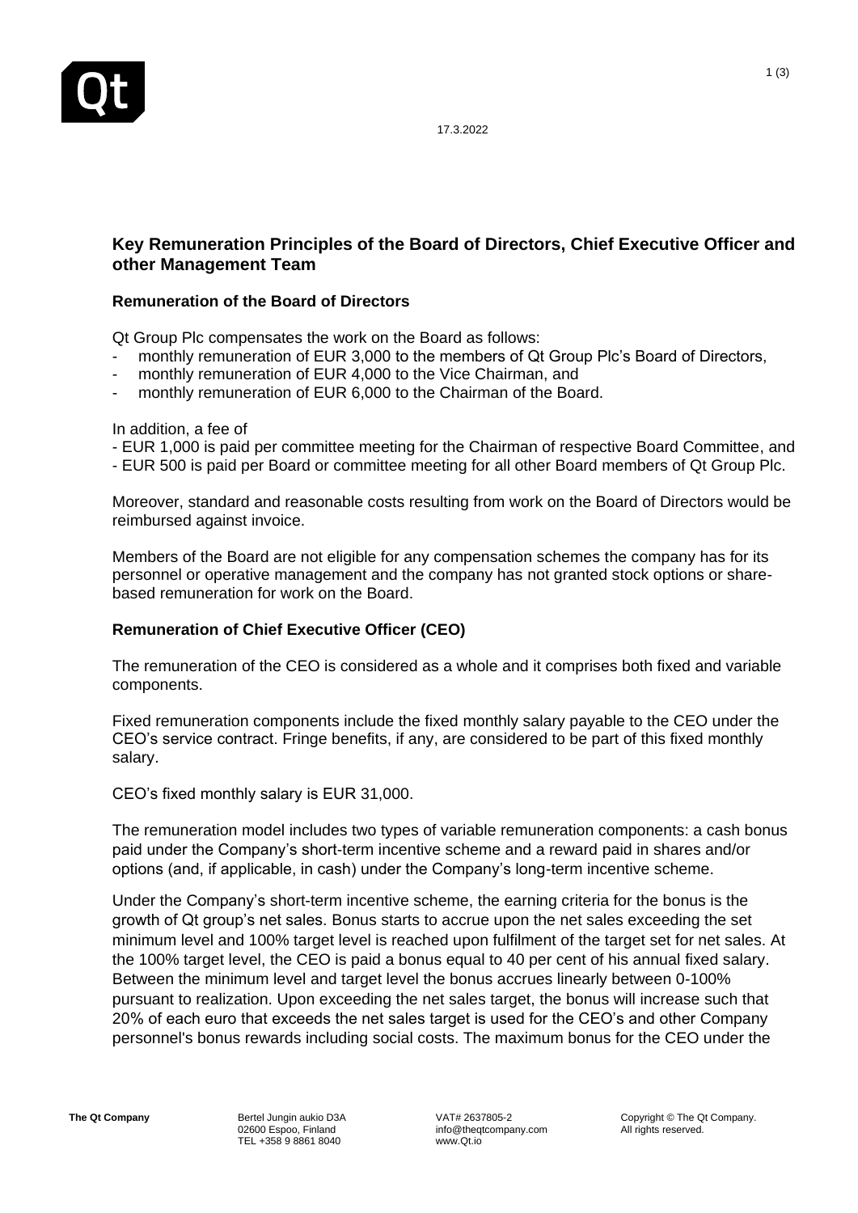17.3.2022

## Key Remuneration Principles of the Board of Directors, Chief Executive Officer and other Management Team

### Remuneration of the Board of Directors

Qt Group Plc compensates the work on the Board as follows:

- monthly remuneration of EUR 3,000 to the members of Qt Group Plc's Board of Directors,
- monthly remuneration of EUR 4,000 to the Vice Chairman, and
- monthly remuneration of EUR 6,000 to the Chairman of the Board.

In addition, a fee of

- EUR 1,000 is paid per committee meeting for the Chairman of respective Board Committee, and
- EUR 500 is paid per Board or committee meeting for all other Board members of Qt Group Plc.

Moreover, standard and reasonable costs resulting from work on the Board of Directors would be reimbursed against invoice.

Members of the Board are not eligible for any compensation schemes the company has for its personnel or operative management and the company has not granted stock options or share-based remuneration for work on the Board.

### Remuneration of Chief Executive Officer (CEO)

The remuneration of the CEO is considered as a whole and it comprises both fixed and variable components.

Fixed remuneration components include the fixed monthly salary payable to the CEO under the CEO's service contract. Fringe benefits, if any, are considered to be part of this fixed monthly salary.

CEO's fixed monthly salary is EUR 31,000.

The remuneration model includes two types of variable remuneration components: a cash bonus paid under the Company's short-term incentive scheme and a reward paid in shares and/or options (and, if applicable, in cash) under the Company's long-term incentive scheme.

Under the Company's short-term incentive scheme, the earning criteria for the bonus is the growth of Qt group's net sales. Bonus starts to accrue upon the net sales exceeding the set minimum level and 100% target level is reached upon fulfilment of the target set for net sales. At the 100% target level, the CEO is paid a bonus equal to 40 per cent of his annual fixed salary. Between the minimum level and target level the bonus accrues linearly between 0-100% pursuant to realization. Upon exceeding the net sales target, the bonus will increase such that 20% of each euro that exceeds the net sales target is used for the CEO's and other Company personnel's bonus rewards including social costs. The maximum bonus for the CEO under the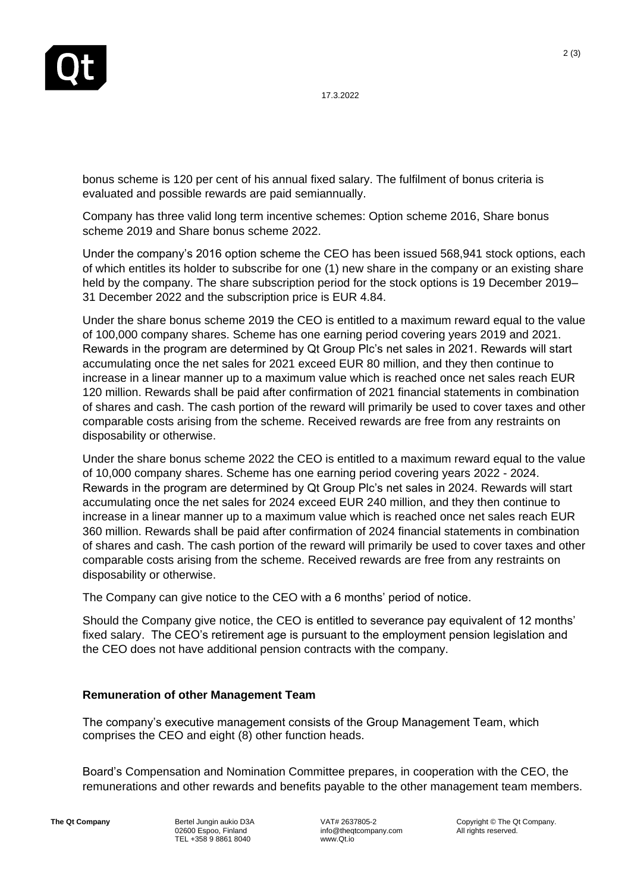bonus scheme is 120 per cent of his annual fixed salary. The fulfilment of bonus criteria is evaluated and possible rewards are paid semiannually.

Company has three valid long term incentive schemes: Option scheme 2016, Share bonus scheme 2019 and Share bonus scheme 2022.

Under the company's 2016 option scheme the CEO has been issued 568,941 stock options, each of which entitles its holder to subscribe for one (1) new share in the company or an existing share held by the company. The share subscription period for the stock options is 19 December 2019–31 December 2022 and the subscription price is EUR 4.84.

Under the share bonus scheme 2019 the CEO is entitled to a maximum reward equal to the value of 100,000 company shares. Scheme has one earning period covering years 2019 and 2021. Rewards in the program are determined by Qt Group Plc's net sales in 2021. Rewards will start accumulating once the net sales for 2021 exceed EUR 80 million, and they then continue to increase in a linear manner up to a maximum value which is reached once net sales reach EUR 120 million. Rewards shall be paid after confirmation of 2021 financial statements in combination of shares and cash. The cash portion of the reward will primarily be used to cover taxes and other comparable costs arising from the scheme. Received rewards are free from any restraints on disposability or otherwise.

Under the share bonus scheme 2022 the CEO is entitled to a maximum reward equal to the value of 10,000 company shares. Scheme has one earning period covering years 2022 - 2024. Rewards in the program are determined by Qt Group Plc's net sales in 2024. Rewards will start accumulating once the net sales for 2024 exceed EUR 240 million, and they then continue to increase in a linear manner up to a maximum value which is reached once net sales reach EUR 360 million. Rewards shall be paid after confirmation of 2024 financial statements in combination of shares and cash. The cash portion of the reward will primarily be used to cover taxes and other comparable costs arising from the scheme. Received rewards are free from any restraints on disposability or otherwise.

The Company can give notice to the CEO with a 6 months' period of notice.

Should the Company give notice, the CEO is entitled to severance pay equivalent of 12 months' fixed salary. The CEO's retirement age is pursuant to the employment pension legislation and the CEO does not have additional pension contracts with the company.

**Remuneration of other Management Team**

The company's executive management consists of the Group Management Team, which comprises the CEO and eight (8) other function heads.

Board's Compensation and Nomination Committee prepares, in cooperation with the CEO, the remunerations and other rewards and benefits payable to the other management team members.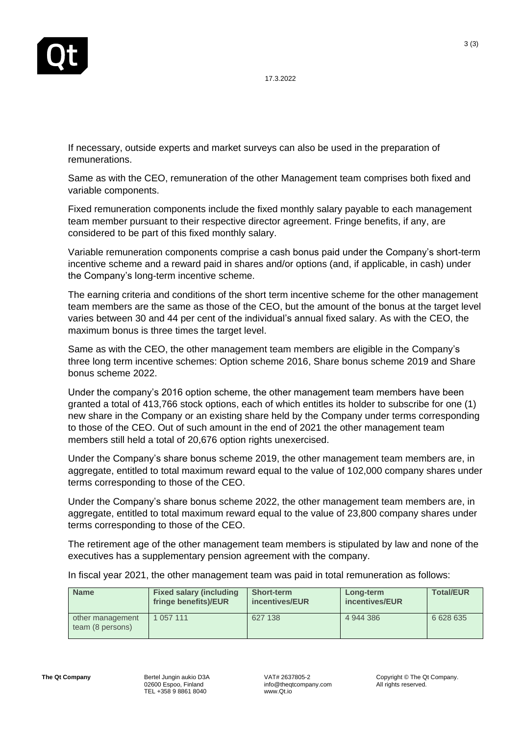If necessary, outside experts and market surveys can also be used in the preparation of remunerations.

Same as with the CEO, remuneration of the other Management team comprises both fixed and variable components.

Fixed remuneration components include the fixed monthly salary payable to each management team member pursuant to their respective director agreement. Fringe benefits, if any, are considered to be part of this fixed monthly salary.

Variable remuneration components comprise a cash bonus paid under the Company's short-term incentive scheme and a reward paid in shares and/or options (and, if applicable, in cash) under the Company's long-term incentive scheme.

The earning criteria and conditions of the short term incentive scheme for the other management team members are the same as those of the CEO, but the amount of the bonus at the target level varies between 30 and 44 per cent of the individual's annual fixed salary. As with the CEO, the maximum bonus is three times the target level.

Same as with the CEO, the other management team members are eligible in the Company's three long term incentive schemes: Option scheme 2016, Share bonus scheme 2019 and Share bonus scheme 2022.

Under the company's 2016 option scheme, the other management team members have been granted a total of 413,766 stock options, each of which entitles its holder to subscribe for one (1) new share in the Company or an existing share held by the Company under terms corresponding to those of the CEO. Out of such amount in the end of 2021 the other management team members still held a total of 20,676 option rights unexercised.

Under the Company's share bonus scheme 2019, the other management team members are, in aggregate, entitled to total maximum reward equal to the value of 102,000 company shares under terms corresponding to those of the CEO.

Under the Company's share bonus scheme 2022, the other management team members are, in aggregate, entitled to total maximum reward equal to the value of 23,800 company shares under terms corresponding to those of the CEO.

The retirement age of the other management team members is stipulated by law and none of the executives has a supplementary pension agreement with the company.

In fiscal year 2021, the other management team was paid in total remuneration as follows:

| Name | Fixed salary (including fringe benefits)/EUR | Short-term incentives/EUR | Long-term incentives/EUR | Total/EUR |
|---|---|---|---|---|
| other management team (8 persons) | 1 057 111 | 627 138 | 4 944 386 | 6 628 635 |